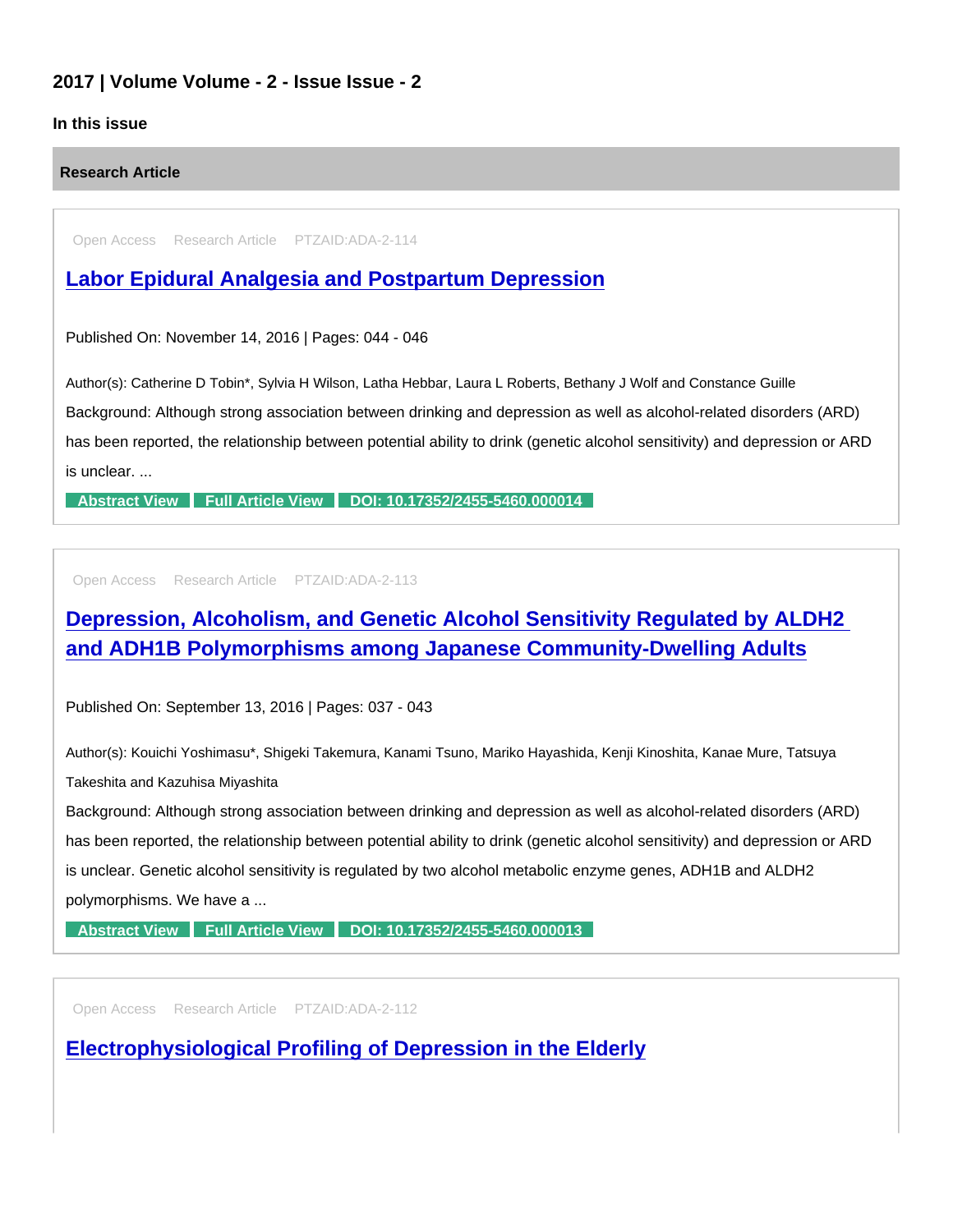## 2017 | Volume Volume - 2 - Issue Issue - 2

### In this issue

### Research Article

Open Access Research Article PTZAID:ADA-2-114

### [Labor Epidural Analgesia and Postpartum Depression]

Published On: November 14, 2016 | Pages: 044 - 046

Author(s): Catherine D Tobin*, Sylvia H Wilson, Latha Hebbar, Laura L Roberts, Bethany J Wolf and Constance Guille

Background: Although strong association between drinking and depression as well as alcohol-related disorders (ARD) has been reported, the relationship between potential ability to drink (genetic alcohol sensitivity) and depression or ARD is unclear. ...

Abstract View | Full Article View | DOI: 10.17352/2455-5460.000014

Open Access Research Article PTZAID:ADA-2-113

### [Depression, Alcoholism, and Genetic Alcohol Sensitivity Regulated by ALDH2 and ADH1B Polymorphisms among Japanese Community-Dwelling Adults]

Published On: September 13, 2016 | Pages: 037 - 043

Author(s): Kouichi Yoshimasu*, Shigeki Takemura, Kanami Tsuno, Mariko Hayashida, Kenji Kinoshita, Kanae Mure, Tatsuya Takeshita and Kazuhisa Miyashita

Background: Although strong association between drinking and depression as well as alcohol-related disorders (ARD) has been reported, the relationship between potential ability to drink (genetic alcohol sensitivity) and depression or ARD is unclear. Genetic alcohol sensitivity is regulated by two alcohol metabolic enzyme genes, ADH1B and ALDH2 polymorphisms. We have a ...

Abstract View | Full Article View | DOI: 10.17352/2455-5460.000013

Open Access Research Article PTZAID:ADA-2-112

### [Electrophysiological Profiling of Depression in the Elderly]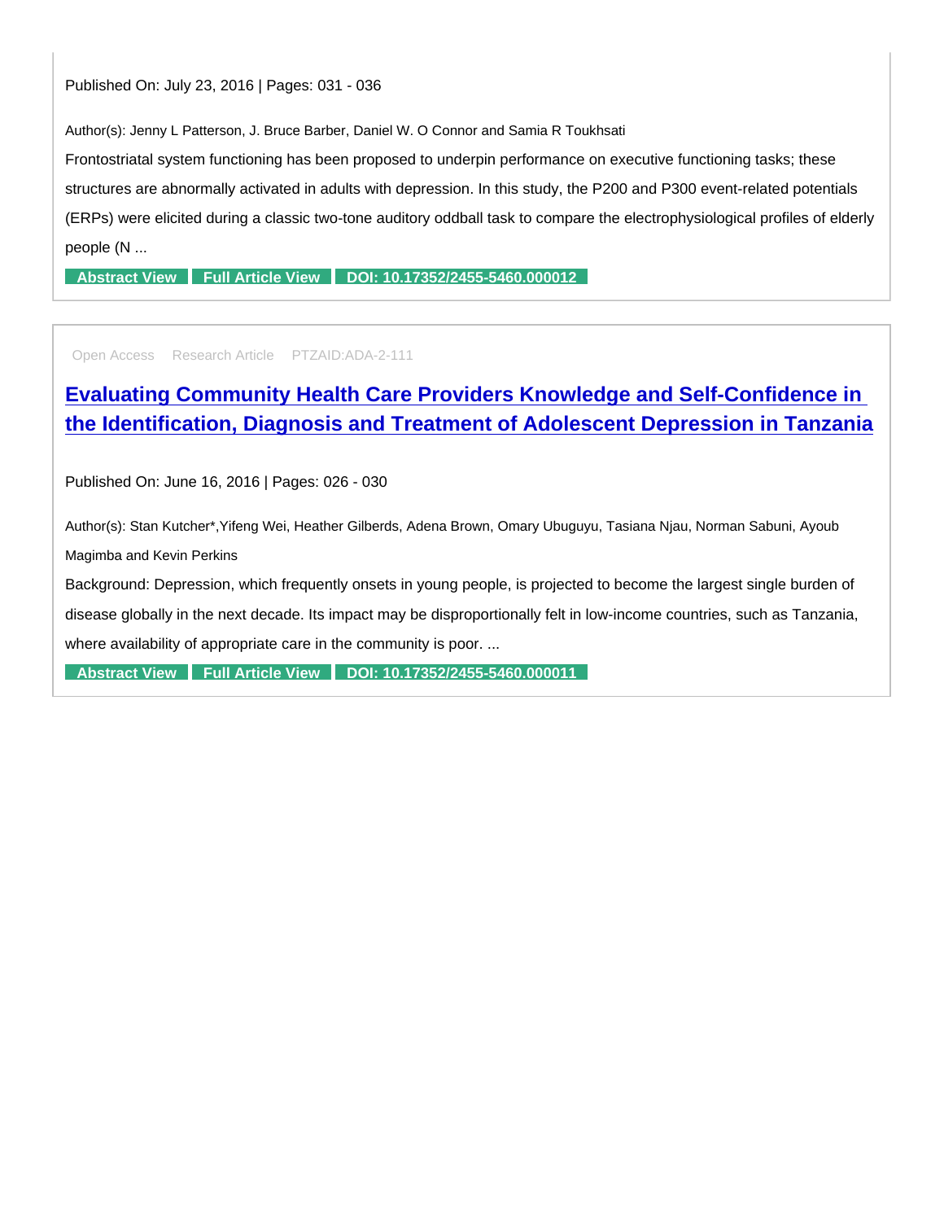Published On: July 23, 2016 | Pages: 031 - 036

Author(s): Jenny L Patterson, J. Bruce Barber, Daniel W. O Connor and Samia R Toukhsati

Frontostriatal system functioning has been proposed to underpin performance on executive functioning tasks; these structures are abnormally activated in adults with depression. In this study, the P200 and P300 event-related potentials (ERPs) were elicited during a classic two-tone auditory oddball task to compare the electrophysiological profiles of elderly people (N ...

Abstract View | Full Article View | DOI: 10.17352/2455-5460.000012

---

Open Access  Research Article  PTZAID:ADA-2-111

## Evaluating Community Health Care Providers Knowledge and Self-Confidence in the Identification, Diagnosis and Treatment of Adolescent Depression in Tanzania

Published On: June 16, 2016 | Pages: 026 - 030

Author(s): Stan Kutcher*,Yifeng Wei, Heather Gilberds, Adena Brown, Omary Ubuguyu, Tasiana Njau, Norman Sabuni, Ayoub Magimba and Kevin Perkins

Background: Depression, which frequently onsets in young people, is projected to become the largest single burden of disease globally in the next decade. Its impact may be disproportionally felt in low-income countries, such as Tanzania, where availability of appropriate care in the community is poor. ...

Abstract View | Full Article View | DOI: 10.17352/2455-5460.000011